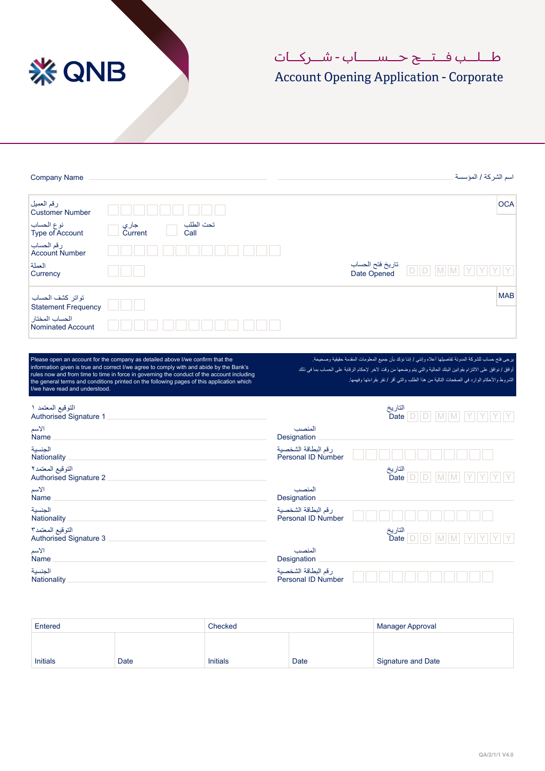QNB

# طـــلـــب فـــتـــح حـــســـاب - شـــركـــات
# Account Opening Application - Corporate

Company Name ______________________ اسم الشركة / المؤسسة

| | | | |
|---|---|---|---|
| رقم العميل Customer Number | ☐☐☐☐☐ ☐☐☐ | | OCA |
| نوع الحساب Type of Account | ☐ جاري Current ☐ تحت الطلب Call | | |
| رقم الحساب Account Number | ☐☐☐☐ ☐☐☐☐☐☐ ☐☐☐ | | |
| العملة Currency | ☐☐☐ | تاريخ فتح الحساب Date Opened | D D M M Y Y Y Y |
| تواتر كشف الحساب Statement Frequency | ☐☐☐ | | MAB |
| الحساب المختار Nominated Account | ☐☐☐☐ ☐☐☐☐☐☐ ☐☐☐ | | |

Please open an account for the company as detailed above I/we confirm that the information given is true and correct I/we agree to comply with and abide by the Bank's rules now and from time to time in force in governing the conduct of the account including the general terms and conditions printed on the following pages of this application which I/we have read and understood.

يرجى فتح حساب للشركة المدونة تفاصيلها أعلاه وإنني / إننا نؤكد بأن جميع المعلومات المقدمة حقيقية وصحيحة.
أوافق / نوافق على الالتزام بقوانين البنك الحالية والتي يتم وضعها من وقت لآخر لإحكام الرقابة على الحساب بما في ذلك الشروط والأحكام الوارد في الصفحات التالية من هذا الطلب والتي أقر / نقر بقراءتها وفهمها.

التوقيع المعتمد ١
Authorised Signature 1 ______________________ التاريخ Date D D M M Y Y Y Y

الاسم Name ______________________ المنصب Designation ______________________

الجنسية Nationality ______________________ رقم البطاقة الشخصية Personal ID Number ☐☐☐☐☐☐☐☐☐☐☐

التوقيع المعتمد٢
Authorised Signature 2 ______________________ التاريخ Date D D M M Y Y Y Y

الاسم Name ______________________ المنصب Designation ______________________

الجنسية Nationality ______________________ رقم البطاقة الشخصية Personal ID Number ☐☐☐☐☐☐☐☐☐☐☐

التوقيع المعتمد٣
Authorised Signature 3 ______________________ التاريخ Date D D M M Y Y Y Y

الاسم Name ______________________ المنصب Designation ______________________

الجنسية Nationality ______________________ رقم البطاقة الشخصية Personal ID Number ☐☐☐☐☐☐☐☐☐☐☐

| Entered | | Checked | | Manager Approval |
|---|---|---|---|---|
| Initials | Date | Initials | Date | Signature and Date |

QA/2/1/1 V4.0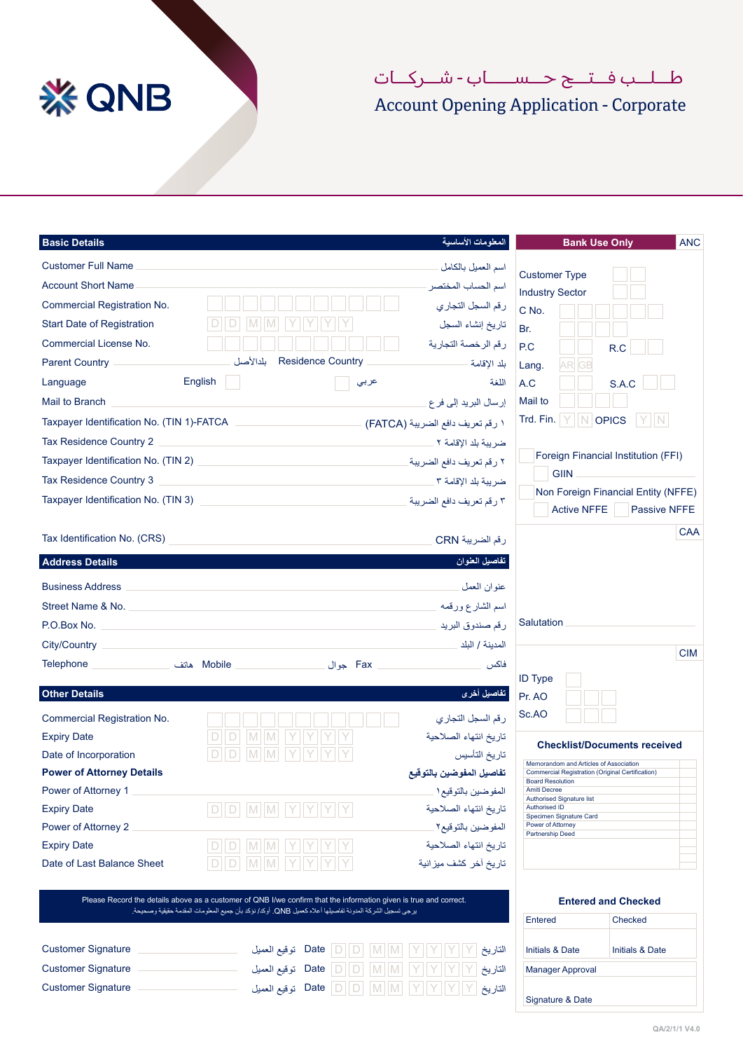QNB

طـلــب فــتــح حــســـــاب - شــركـــات

# Account Opening Application - Corporate

## Basic Details — المعلومات الأساسية

Customer Full Name ____________________ اسم العميل بالكامل

Account Short Name ____________________ اسم الحساب المختصر

Commercial Registration No. [ | | | | | | | | | | ] رقم السجل التجاري

Start Date of Registration [D|D] [M|M] [Y|Y|Y|Y] تاريخ إنشاء السجل

Commercial License No. [ | | | | | | | | | | ] رقم الرخصة التجارية

Parent Country ____________ بلدالأصل Residence Country ____________ بلد الإقامة

Language English [ ] عربي [ ] اللغة

Mail to Branch ____________________ إرسال البريد إلى فرع

Taxpayer Identification No. (TIN 1)-FATCA ____________ (FATCA) رقم تعريف دافع الضريبة ١

Tax Residence Country 2 ____________________ ضريبة بلد الإقامة ٢

Taxpayer Identification No. (TIN 2) ____________________ رقم تعريف دافع الضريبة ٢

Tax Residence Country 3 ____________________ ضريبة بلد الإقامة ٣

Taxpayer Identification No. (TIN 3) ____________________ رقم تعريف دافع الضريبة ٣

Tax Identification No. (CRS) ____________________ CRN رقم الضريبة

## Address Details — تفاصيل العنوان

Business Address ____________________ عنوان العمل

Street Name & No. ____________________ اسم الشارع ورقمه

P.O.Box No. ____________________ رقم صندوق البريد

City/Country ____________________ المدينة / البلد

Telephone ________ هاتف Mobile ________ جوال Fax ________ فاكس

## Other Details — تفاصيل أخرى

Commercial Registration No. [ | | | | | | | | | | ] رقم السجل التجاري

Expiry Date [D|D] [M|M] [Y|Y|Y|Y] تاريخ انتهاء الصلاحية

Date of Incorporation [D|D] [M|M] [Y|Y|Y|Y] تاريخ التأسيس

**Power of Attorney Details** **تفاصيل المفوضين بالتوقيع**

Power of Attorney 1 ____________________ المفوضين بالتوقيع١

Expiry Date [D|D] [M|M] [Y|Y|Y|Y] تاريخ انتهاء الصلاحية

Power of Attorney 2 ____________________ المفوضين بالتوقيع٢

Expiry Date [D|D] [M|M] [Y|Y|Y|Y] تاريخ انتهاء الصلاحية

Date of Last Balance Sheet [D|D] [M|M] [Y|Y|Y|Y] تاريخ آخر كشف ميزانية

Please Record the details above as a customer of QNB I/we confirm that the information given is true and correct.
يرجى تسجيل الشركة المدونة تفاصيلها أعلاه كعميل QNB. أؤكد/ نؤكد بأن جميع المعلومات المقدمة حقيقية وصحيحة.

Customer Signature ____________ توقيع العميل Date [D|D] [M|M] [Y|Y|Y|Y] التاريخ

Customer Signature ____________ توقيع العميل Date [D|D] [M|M] [Y|Y|Y|Y] التاريخ

Customer Signature ____________ توقيع العميل Date [D|D] [M|M] [Y|Y|Y|Y] التاريخ

## Bank Use Only — ANC

Customer Type [ | ]

Industry Sector [ | ]

C No. [ | | | | | | ]

Br. [ | | ]

P.C [ | ] R.C [ | ]

Lang. [AR] [GB]

A.C [ | ] S.A.C [ | ]

Mail to [ | | ]

Trd. Fin. [Y] [N] OPICS [Y] [N]

[ ] Foreign Financial Institution (FFI)

[ ] GIIN

[ ] Non Foreign Financial Entity (NFFE)

[ ] Active NFFE [ ] Passive NFFE

CAA

Salutation ____________

CIM

ID Type [ ]

Pr. AO [ | | ]

Sc.AO [ | | ]

### Checklist/Documents received

| | |
|---|---|
| Memorandum and Articles of Association | |
| Commercial Registration (Original Certification) | |
| Board Resolution | |
| Amiti Decree | |
| Authorised Signature list | |
| Authorised ID | |
| Specimen Signature Card | |
| Power of Attorney | |
| Partnership Deed | |
| | |
| | |
| | |

### Entered and Checked

| Entered | Checked |
|---|---|
| Initials & Date | Initials & Date |
| Manager Approval | |
| Signature & Date | |

QA/2/1/1 V4.0